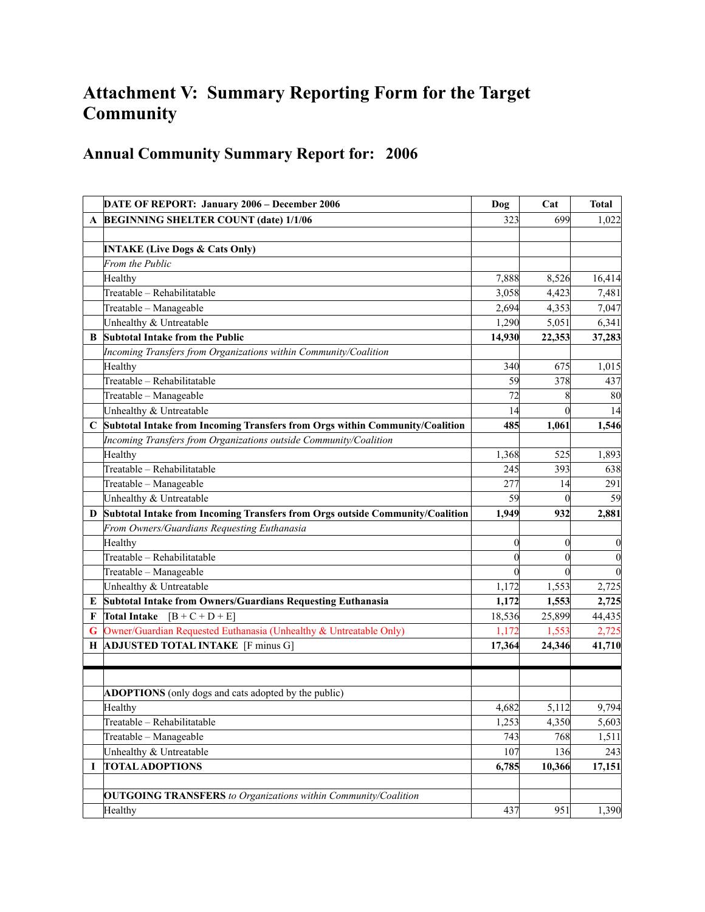# Attachment V: Summary Reporting Form for the Target Community

## Annual Community Summary Report for: 2006

| | DATE OF REPORT: January 2006 – December 2006 | Dog | Cat | Total |
|---|---|---|---|---|
| **A** | **BEGINNING SHELTER COUNT (date) 1/1/06** | 323 | 699 | 1,022 |
| | | | | |
| | **INTAKE (Live Dogs & Cats Only)** | | | |
| | *From the Public* | | | |
| | Healthy | 7,888 | 8,526 | 16,414 |
| | Treatable – Rehabilitatable | 3,058 | 4,423 | 7,481 |
| | Treatable – Manageable | 2,694 | 4,353 | 7,047 |
| | Unhealthy & Untreatable | 1,290 | 5,051 | 6,341 |
| **B** | **Subtotal Intake from the Public** | **14,930** | **22,353** | **37,283** |
| | *Incoming Transfers from Organizations within Community/Coalition* | | | |
| | Healthy | 340 | 675 | 1,015 |
| | Treatable – Rehabilitatable | 59 | 378 | 437 |
| | Treatable – Manageable | 72 | 8 | 80 |
| | Unhealthy & Untreatable | 14 | 0 | 14 |
| **C** | **Subtotal Intake from Incoming Transfers from Orgs within Community/Coalition** | **485** | **1,061** | **1,546** |
| | *Incoming Transfers from Organizations outside Community/Coalition* | | | |
| | Healthy | 1,368 | 525 | 1,893 |
| | Treatable – Rehabilitatable | 245 | 393 | 638 |
| | Treatable – Manageable | 277 | 14 | 291 |
| | Unhealthy & Untreatable | 59 | 0 | 59 |
| **D** | **Subtotal Intake from Incoming Transfers from Orgs outside Community/Coalition** | **1,949** | **932** | **2,881** |
| | *From Owners/Guardians Requesting Euthanasia* | | | |
| | Healthy | 0 | 0 | 0 |
| | Treatable – Rehabilitatable | 0 | 0 | 0 |
| | Treatable – Manageable | 0 | 0 | 0 |
| | Unhealthy & Untreatable | 1,172 | 1,553 | 2,725 |
| **E** | **Subtotal Intake from Owners/Guardians Requesting Euthanasia** | **1,172** | **1,553** | **2,725** |
| **F** | **Total Intake** [B + C + D + E] | 18,536 | 25,899 | 44,435 |
| **G** | Owner/Guardian Requested Euthanasia (Unhealthy & Untreatable Only) | 1,172 | 1,553 | 2,725 |
| **H** | **ADJUSTED TOTAL INTAKE** [F minus G] | **17,364** | **24,346** | **41,710** |
| | | | | |
| | | | | |
| | **ADOPTIONS** (only dogs and cats adopted by the public) | | | |
| | Healthy | 4,682 | 5,112 | 9,794 |
| | Treatable – Rehabilitatable | 1,253 | 4,350 | 5,603 |
| | Treatable – Manageable | 743 | 768 | 1,511 |
| | Unhealthy & Untreatable | 107 | 136 | 243 |
| **I** | **TOTAL ADOPTIONS** | **6,785** | **10,366** | **17,151** |
| | | | | |
| | **OUTGOING TRANSFERS** *to Organizations within Community/Coalition* | | | |
| | Healthy | 437 | 951 | 1,390 |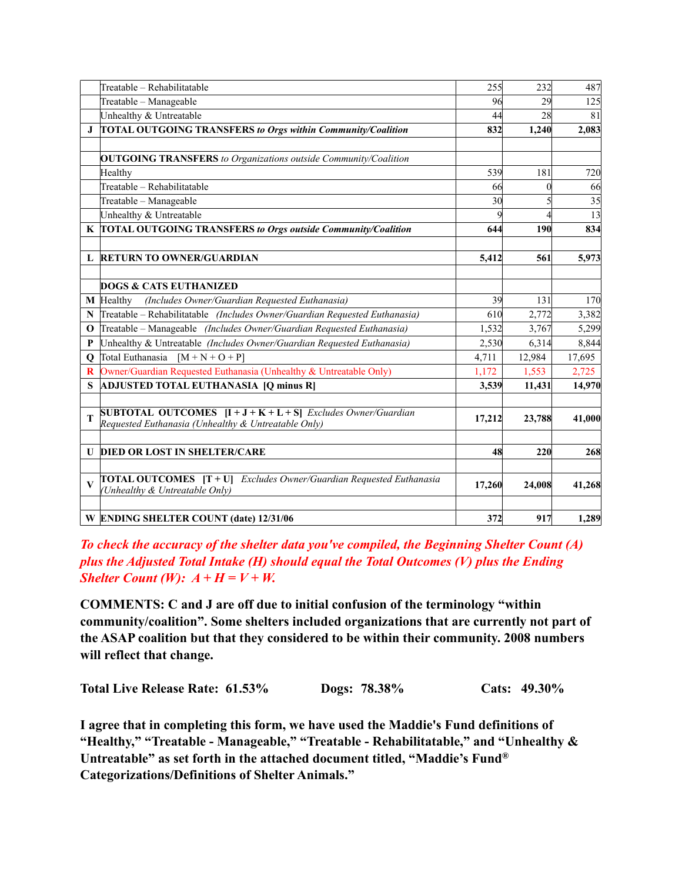| | | | | |
|---|---|---|---|---|
| | Treatable – Rehabilitatable | 255 | 232 | 487 |
| | Treatable – Manageable | 96 | 29 | 125 |
| | Unhealthy & Untreatable | 44 | 28 | 81 |
| **J** | **TOTAL OUTGOING TRANSFERS *to Orgs within Community/Coalition*** | **832** | **1,240** | **2,083** |
| | | | | |
| | **OUTGOING TRANSFERS** *to Organizations outside Community/Coalition* | | | |
| | Healthy | 539 | 181 | 720 |
| | Treatable – Rehabilitatable | 66 | 0 | 66 |
| | Treatable – Manageable | 30 | 5 | 35 |
| | Unhealthy & Untreatable | 9 | 4 | 13 |
| **K** | **TOTAL OUTGOING TRANSFERS *to Orgs outside Community/Coalition*** | **644** | **190** | **834** |
| | | | | |
| **L** | **RETURN TO OWNER/GUARDIAN** | **5,412** | **561** | **5,973** |
| | | | | |
| | **DOGS & CATS EUTHANIZED** | | | |
| **M** | Healthy *(Includes Owner/Guardian Requested Euthanasia)* | 39 | 131 | 170 |
| **N** | Treatable – Rehabilitatable *(Includes Owner/Guardian Requested Euthanasia)* | 610 | 2,772 | 3,382 |
| **O** | Treatable – Manageable *(Includes Owner/Guardian Requested Euthanasia)* | 1,532 | 3,767 | 5,299 |
| **P** | Unhealthy & Untreatable *(Includes Owner/Guardian Requested Euthanasia)* | 2,530 | 6,314 | 8,844 |
| **Q** | Total Euthanasia [M + N + O + P] | 4,711 | 12,984 | 17,695 |
| **R** | Owner/Guardian Requested Euthanasia (Unhealthy & Untreatable Only) | 1,172 | 1,553 | 2,725 |
| **S** | **ADJUSTED TOTAL EUTHANASIA [Q minus R]** | **3,539** | **11,431** | **14,970** |
| | | | | |
| **T** | **SUBTOTAL OUTCOMES [I + J + K + L + S]** *Excludes Owner/Guardian Requested Euthanasia (Unhealthy & Untreatable Only)* | **17,212** | **23,788** | **41,000** |
| | | | | |
| **U** | **DIED OR LOST IN SHELTER/CARE** | **48** | **220** | **268** |
| | | | | |
| **V** | **TOTAL OUTCOMES [T + U]** *Excludes Owner/Guardian Requested Euthanasia (Unhealthy & Untreatable Only)* | **17,260** | **24,008** | **41,268** |
| | | | | |
| **W** | **ENDING SHELTER COUNT (date) 12/31/06** | **372** | **917** | **1,289** |

***To check the accuracy of the shelter data you've compiled, the Beginning Shelter Count (A) plus the Adjusted Total Intake (H) should equal the Total Outcomes (V) plus the Ending Shelter Count (W): A + H = V + W.***

**COMMENTS: C and J are off due to initial confusion of the terminology "within community/coalition". Some shelters included organizations that are currently not part of the ASAP coalition but that they considered to be within their community. 2008 numbers will reflect that change.**

**Total Live Release Rate: 61.53%  Dogs: 78.38%  Cats: 49.30%**

**I agree that in completing this form, we have used the Maddie's Fund definitions of "Healthy," "Treatable - Manageable," "Treatable - Rehabilitatable," and "Unhealthy & Untreatable" as set forth in the attached document titled, "Maddie's Fund® Categorizations/Definitions of Shelter Animals."**